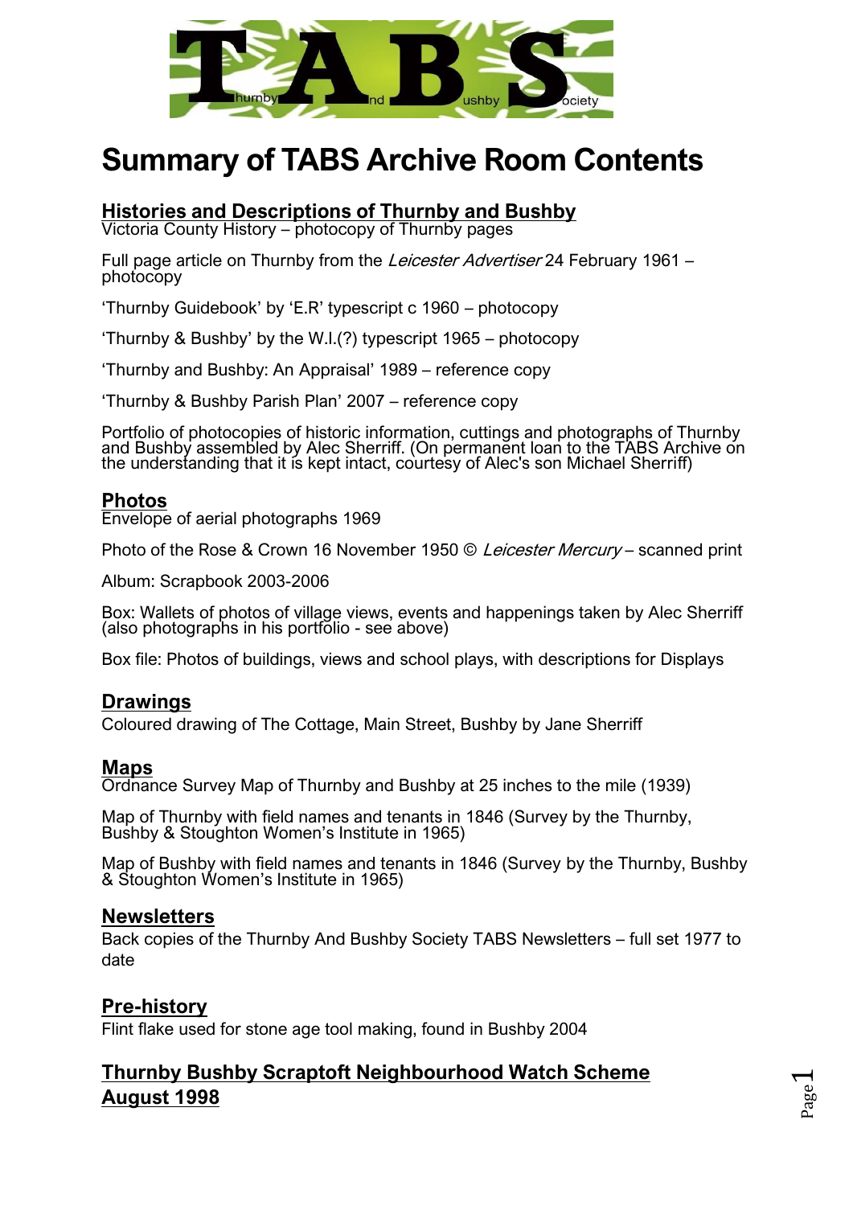# Summary of TABS Archive Room Contents

## Histories and Descriptions of Thurnby and Bushby

Victoria County History – photocopy of Thurnby pages

Full page article on Thurnby from the *Leicester Advertiser* 24 February 1961 – photocopy

'Thurnby Guidebook' by 'E.R' typescript c 1960 – photocopy

'Thurnby & Bushby' by the W.I.(?) typescript 1965 – photocopy

'Thurnby and Bushby: An Appraisal' 1989 – reference copy

'Thurnby & Bushby Parish Plan' 2007 – reference copy

Portfolio of photocopies of historic information, cuttings and photographs of Thurnby and Bushby assembled by Alec Sherriff. (On permanent loan to the TABS Archive on the understanding that it is kept intact, courtesy of Alec's son Michael Sherriff)

## Photos

Envelope of aerial photographs 1969

Photo of the Rose & Crown 16 November 1950 © *Leicester Mercury* – scanned print

Album: Scrapbook 2003-2006

Box: Wallets of photos of village views, events and happenings taken by Alec Sherriff (also photographs in his portfolio - see above)

Box file: Photos of buildings, views and school plays, with descriptions for Displays

## Drawings

Coloured drawing of The Cottage, Main Street, Bushby by Jane Sherriff

## Maps

Ordnance Survey Map of Thurnby and Bushby at 25 inches to the mile (1939)

Map of Thurnby with field names and tenants in 1846 (Survey by the Thurnby, Bushby & Stoughton Women's Institute in 1965)

Map of Bushby with field names and tenants in 1846 (Survey by the Thurnby, Bushby & Stoughton Women's Institute in 1965)

## Newsletters

Back copies of the Thurnby And Bushby Society TABS Newsletters – full set 1977 to date

## Pre-history

Flint flake used for stone age tool making, found in Bushby 2004

## Thurnby Bushby Scraptoft Neighbourhood Watch Scheme August 1998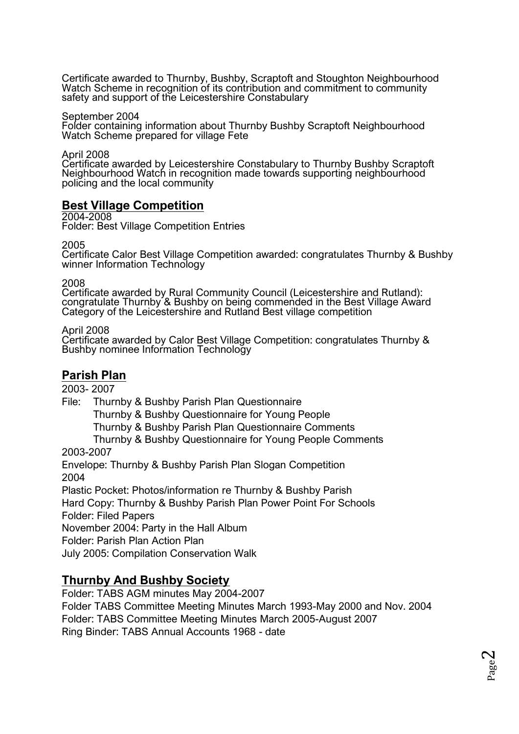Certificate awarded to Thurnby, Bushby, Scraptoft and Stoughton Neighbourhood Watch Scheme in recognition of its contribution and commitment to community safety and support of the Leicestershire Constabulary

September 2004
Folder containing information about Thurnby Bushby Scraptoft Neighbourhood Watch Scheme prepared for village Fete

April 2008
Certificate awarded by Leicestershire Constabulary to Thurnby Bushby Scraptoft Neighbourhood Watch in recognition made towards supporting neighbourhood policing and the local community

## Best Village Competition

2004-2008
Folder: Best Village Competition Entries

2005
Certificate Calor Best Village Competition awarded: congratulates Thurnby & Bushby winner Information Technology

2008
Certificate awarded by Rural Community Council (Leicestershire and Rutland): congratulate Thurnby & Bushby on being commended in the Best Village Award Category of the Leicestershire and Rutland Best village competition

April 2008
Certificate awarded by Calor Best Village Competition: congratulates Thurnby & Bushby nominee Information Technology

## Parish Plan

2003- 2007

File: Thurnby & Bushby Parish Plan Questionnaire
Thurnby & Bushby Questionnaire for Young People
Thurnby & Bushby Parish Plan Questionnaire Comments
Thurnby & Bushby Questionnaire for Young People Comments

2003-2007

Envelope: Thurnby & Bushby Parish Plan Slogan Competition

2004

Plastic Pocket: Photos/information re Thurnby & Bushby Parish

Hard Copy: Thurnby & Bushby Parish Plan Power Point For Schools

Folder: Filed Papers

November 2004: Party in the Hall Album

Folder: Parish Plan Action Plan

July 2005: Compilation Conservation Walk

## Thurnby And Bushby Society

Folder: TABS AGM minutes May 2004-2007

Folder TABS Committee Meeting Minutes March 1993-May 2000 and Nov. 2004

Folder: TABS Committee Meeting Minutes March 2005-August 2007

Ring Binder: TABS Annual Accounts 1968 - date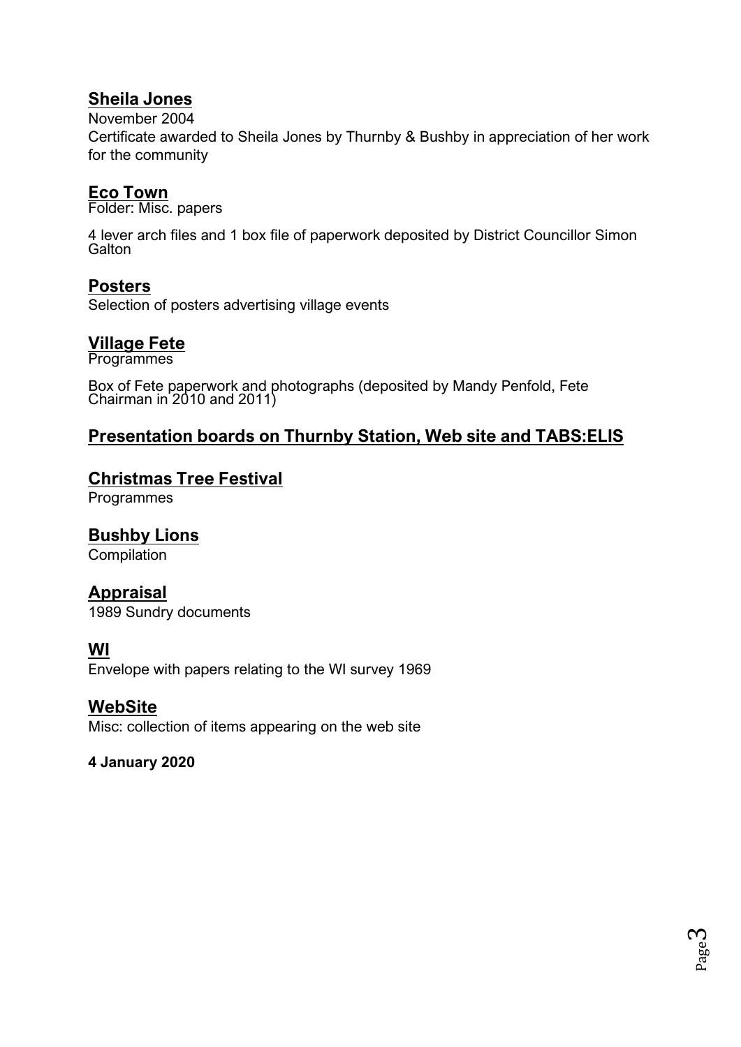## Sheila Jones

November 2004
Certificate awarded to Sheila Jones by Thurnby & Bushby in appreciation of her work for the community

## Eco Town

Folder: Misc. papers

4 lever arch files and 1 box file of paperwork deposited by District Councillor Simon Galton

## Posters

Selection of posters advertising village events

## Village Fete

Programmes

Box of Fete paperwork and photographs (deposited by Mandy Penfold, Fete Chairman in 2010 and 2011)

## Presentation boards on Thurnby Station, Web site and TABS:ELIS

## Christmas Tree Festival

Programmes

## Bushby Lions

Compilation

## Appraisal

1989 Sundry documents

## WI

Envelope with papers relating to the WI survey 1969

## WebSite

Misc: collection of items appearing on the web site

**4 January 2020**